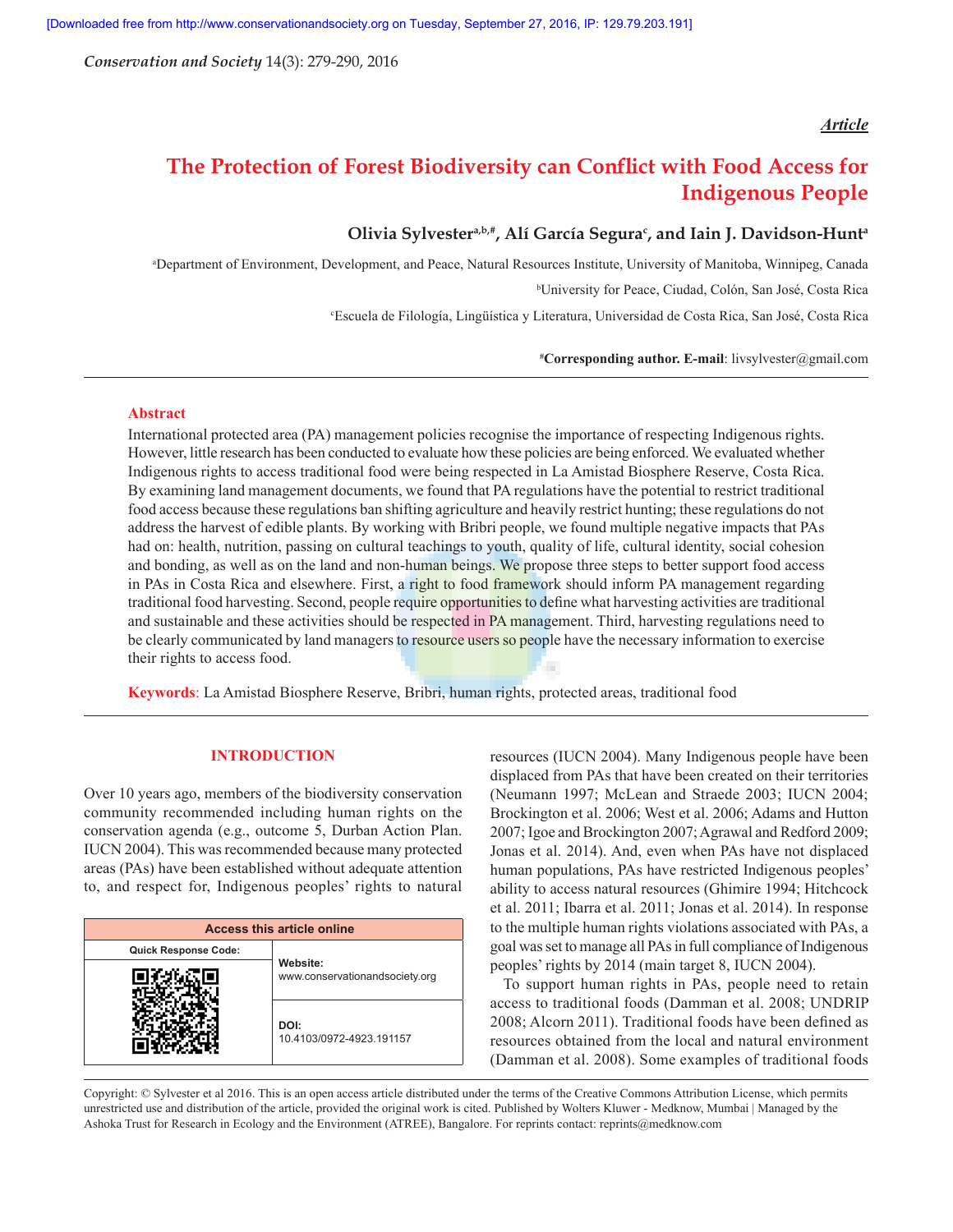*Article*

# The Protection of Forest Biodiversity can Conflict with Food Access for Indigenous People

**Olivia Sylvester[a,b,#], Alí García Segura[c], and Iain J. Davidson-Hunt[a]**

[a]Department of Environment, Development, and Peace, Natural Resources Institute, University of Manitoba, Winnipeg, Canada

[b]University for Peace, Ciudad, Colón, San José, Costa Rica

[c]Escuela de Filología, Lingüística y Literatura, Universidad de Costa Rica, San José, Costa Rica

[#]**Corresponding author. E-mail**: livsylvester@gmail.com

## Abstract

International protected area (PA) management policies recognise the importance of respecting Indigenous rights. However, little research has been conducted to evaluate how these policies are being enforced. We evaluated whether Indigenous rights to access traditional food were being respected in La Amistad Biosphere Reserve, Costa Rica. By examining land management documents, we found that PA regulations have the potential to restrict traditional food access because these regulations ban shifting agriculture and heavily restrict hunting; these regulations do not address the harvest of edible plants. By working with Bribri people, we found multiple negative impacts that PAs had on: health, nutrition, passing on cultural teachings to youth, quality of life, cultural identity, social cohesion and bonding, as well as on the land and non-human beings. We propose three steps to better support food access in PAs in Costa Rica and elsewhere. First, a right to food framework should inform PA management regarding traditional food harvesting. Second, people require opportunities to define what harvesting activities are traditional and sustainable and these activities should be respected in PA management. Third, harvesting regulations need to be clearly communicated by land managers to resource users so people have the necessary information to exercise their rights to access food.

**Keywords**: La Amistad Biosphere Reserve, Bribri, human rights, protected areas, traditional food

## INTRODUCTION

Over 10 years ago, members of the biodiversity conservation community recommended including human rights on the conservation agenda (e.g., outcome 5, Durban Action Plan. IUCN 2004). This was recommended because many protected areas (PAs) have been established without adequate attention to, and respect for, Indigenous peoples' rights to natural resources (IUCN 2004). Many Indigenous people have been displaced from PAs that have been created on their territories (Neumann 1997; McLean and Straede 2003; IUCN 2004; Brockington et al. 2006; West et al. 2006; Adams and Hutton 2007; Igoe and Brockington 2007; Agrawal and Redford 2009; Jonas et al. 2014). And, even when PAs have not displaced human populations, PAs have restricted Indigenous peoples' ability to access natural resources (Ghimire 1994; Hitchcock et al. 2011; Ibarra et al. 2011; Jonas et al. 2014). In response to the multiple human rights violations associated with PAs, a goal was set to manage all PAs in full compliance of Indigenous peoples' rights by 2014 (main target 8, IUCN 2004).

To support human rights in PAs, people need to retain access to traditional foods (Damman et al. 2008; UNDRIP 2008; Alcorn 2011). Traditional foods have been defined as resources obtained from the local and natural environment (Damman et al. 2008). Some examples of traditional foods

| Access this article online | |
|---|---|
| Quick Response Code: | Website: www.conservationandsociety.org |
| | DOI: 10.4103/0972-4923.191157 |

Copyright: © Sylvester et al 2016. This is an open access article distributed under the terms of the Creative Commons Attribution License, which permits unrestricted use and distribution of the article, provided the original work is cited. Published by Wolters Kluwer - Medknow, Mumbai | Managed by the Ashoka Trust for Research in Ecology and the Environment (ATREE), Bangalore. For reprints contact: reprints@medknow.com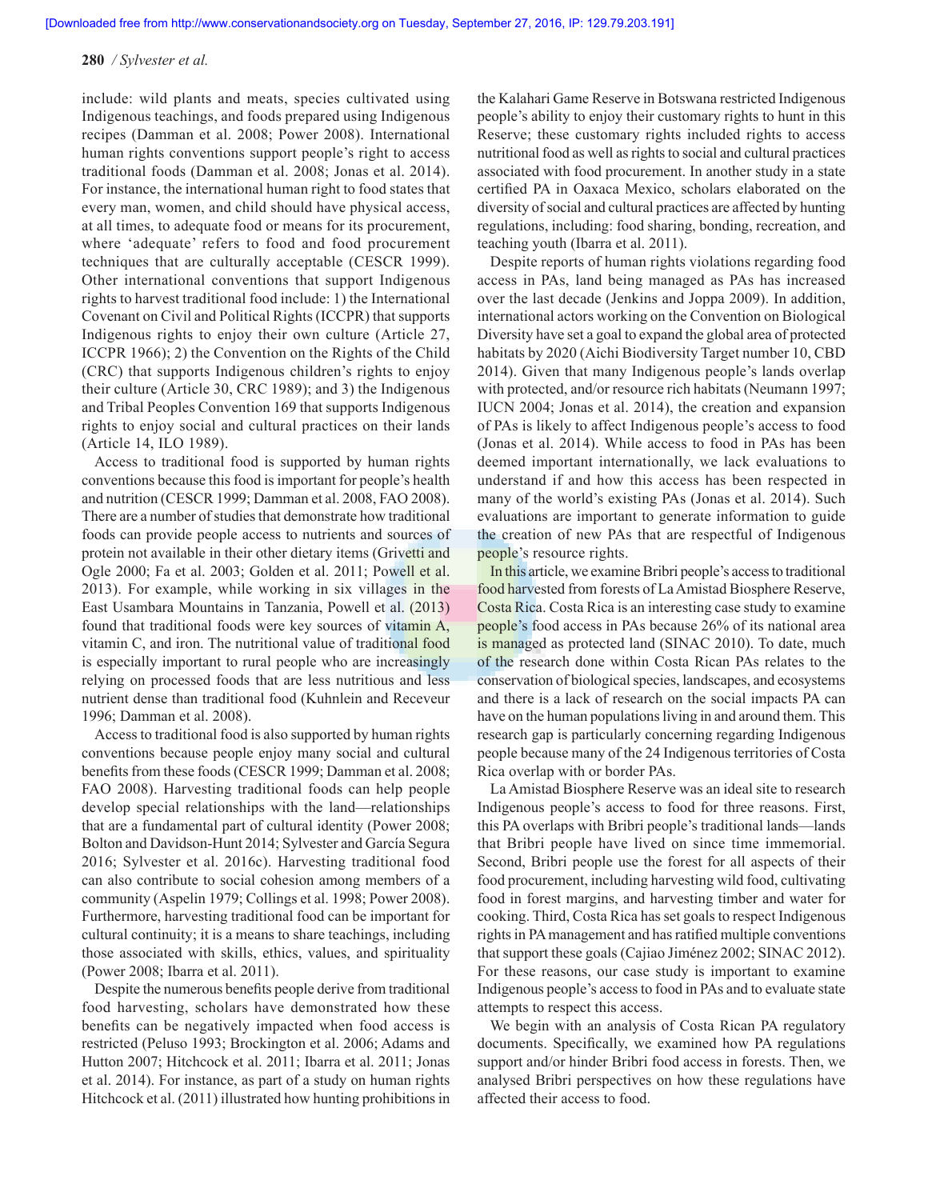include: wild plants and meats, species cultivated using Indigenous teachings, and foods prepared using Indigenous recipes (Damman et al. 2008; Power 2008). International human rights conventions support people's right to access traditional foods (Damman et al. 2008; Jonas et al. 2014). For instance, the international human right to food states that every man, women, and child should have physical access, at all times, to adequate food or means for its procurement, where 'adequate' refers to food and food procurement techniques that are culturally acceptable (CESCR 1999). Other international conventions that support Indigenous rights to harvest traditional food include: 1) the International Covenant on Civil and Political Rights (ICCPR) that supports Indigenous rights to enjoy their own culture (Article 27, ICCPR 1966); 2) the Convention on the Rights of the Child (CRC) that supports Indigenous children's rights to enjoy their culture (Article 30, CRC 1989); and 3) the Indigenous and Tribal Peoples Convention 169 that supports Indigenous rights to enjoy social and cultural practices on their lands (Article 14, ILO 1989).

Access to traditional food is supported by human rights conventions because this food is important for people's health and nutrition (CESCR 1999; Damman et al. 2008, FAO 2008). There are a number of studies that demonstrate how traditional foods can provide people access to nutrients and sources of protein not available in their other dietary items (Grivetti and Ogle 2000; Fa et al. 2003; Golden et al. 2011; Powell et al. 2013). For example, while working in six villages in the East Usambara Mountains in Tanzania, Powell et al. (2013) found that traditional foods were key sources of vitamin A, vitamin C, and iron. The nutritional value of traditional food is especially important to rural people who are increasingly relying on processed foods that are less nutritious and less nutrient dense than traditional food (Kuhnlein and Receveur 1996; Damman et al. 2008).

Access to traditional food is also supported by human rights conventions because people enjoy many social and cultural benefits from these foods (CESCR 1999; Damman et al. 2008; FAO 2008). Harvesting traditional foods can help people develop special relationships with the land—relationships that are a fundamental part of cultural identity (Power 2008; Bolton and Davidson-Hunt 2014; Sylvester and García Segura 2016; Sylvester et al. 2016c). Harvesting traditional food can also contribute to social cohesion among members of a community (Aspelin 1979; Collings et al. 1998; Power 2008). Furthermore, harvesting traditional food can be important for cultural continuity; it is a means to share teachings, including those associated with skills, ethics, values, and spirituality (Power 2008; Ibarra et al. 2011).

Despite the numerous benefits people derive from traditional food harvesting, scholars have demonstrated how these benefits can be negatively impacted when food access is restricted (Peluso 1993; Brockington et al. 2006; Adams and Hutton 2007; Hitchcock et al. 2011; Ibarra et al. 2011; Jonas et al. 2014). For instance, as part of a study on human rights Hitchcock et al. (2011) illustrated how hunting prohibitions in the Kalahari Game Reserve in Botswana restricted Indigenous people's ability to enjoy their customary rights to hunt in this Reserve; these customary rights included rights to access nutritional food as well as rights to social and cultural practices associated with food procurement. In another study in a state certified PA in Oaxaca Mexico, scholars elaborated on the diversity of social and cultural practices are affected by hunting regulations, including: food sharing, bonding, recreation, and teaching youth (Ibarra et al. 2011).

Despite reports of human rights violations regarding food access in PAs, land being managed as PAs has increased over the last decade (Jenkins and Joppa 2009). In addition, international actors working on the Convention on Biological Diversity have set a goal to expand the global area of protected habitats by 2020 (Aichi Biodiversity Target number 10, CBD 2014). Given that many Indigenous people's lands overlap with protected, and/or resource rich habitats (Neumann 1997; IUCN 2004; Jonas et al. 2014), the creation and expansion of PAs is likely to affect Indigenous people's access to food (Jonas et al. 2014). While access to food in PAs has been deemed important internationally, we lack evaluations to understand if and how this access has been respected in many of the world's existing PAs (Jonas et al. 2014). Such evaluations are important to generate information to guide the creation of new PAs that are respectful of Indigenous people's resource rights.

In this article, we examine Bribri people's access to traditional food harvested from forests of La Amistad Biosphere Reserve, Costa Rica. Costa Rica is an interesting case study to examine people's food access in PAs because 26% of its national area is managed as protected land (SINAC 2010). To date, much of the research done within Costa Rican PAs relates to the conservation of biological species, landscapes, and ecosystems and there is a lack of research on the social impacts PA can have on the human populations living in and around them. This research gap is particularly concerning regarding Indigenous people because many of the 24 Indigenous territories of Costa Rica overlap with or border PAs.

La Amistad Biosphere Reserve was an ideal site to research Indigenous people's access to food for three reasons. First, this PA overlaps with Bribri people's traditional lands—lands that Bribri people have lived on since time immemorial. Second, Bribri people use the forest for all aspects of their food procurement, including harvesting wild food, cultivating food in forest margins, and harvesting timber and water for cooking. Third, Costa Rica has set goals to respect Indigenous rights in PA management and has ratified multiple conventions that support these goals (Cajiao Jiménez 2002; SINAC 2012). For these reasons, our case study is important to examine Indigenous people's access to food in PAs and to evaluate state attempts to respect this access.

We begin with an analysis of Costa Rican PA regulatory documents. Specifically, we examined how PA regulations support and/or hinder Bribri food access in forests. Then, we analysed Bribri perspectives on how these regulations have affected their access to food.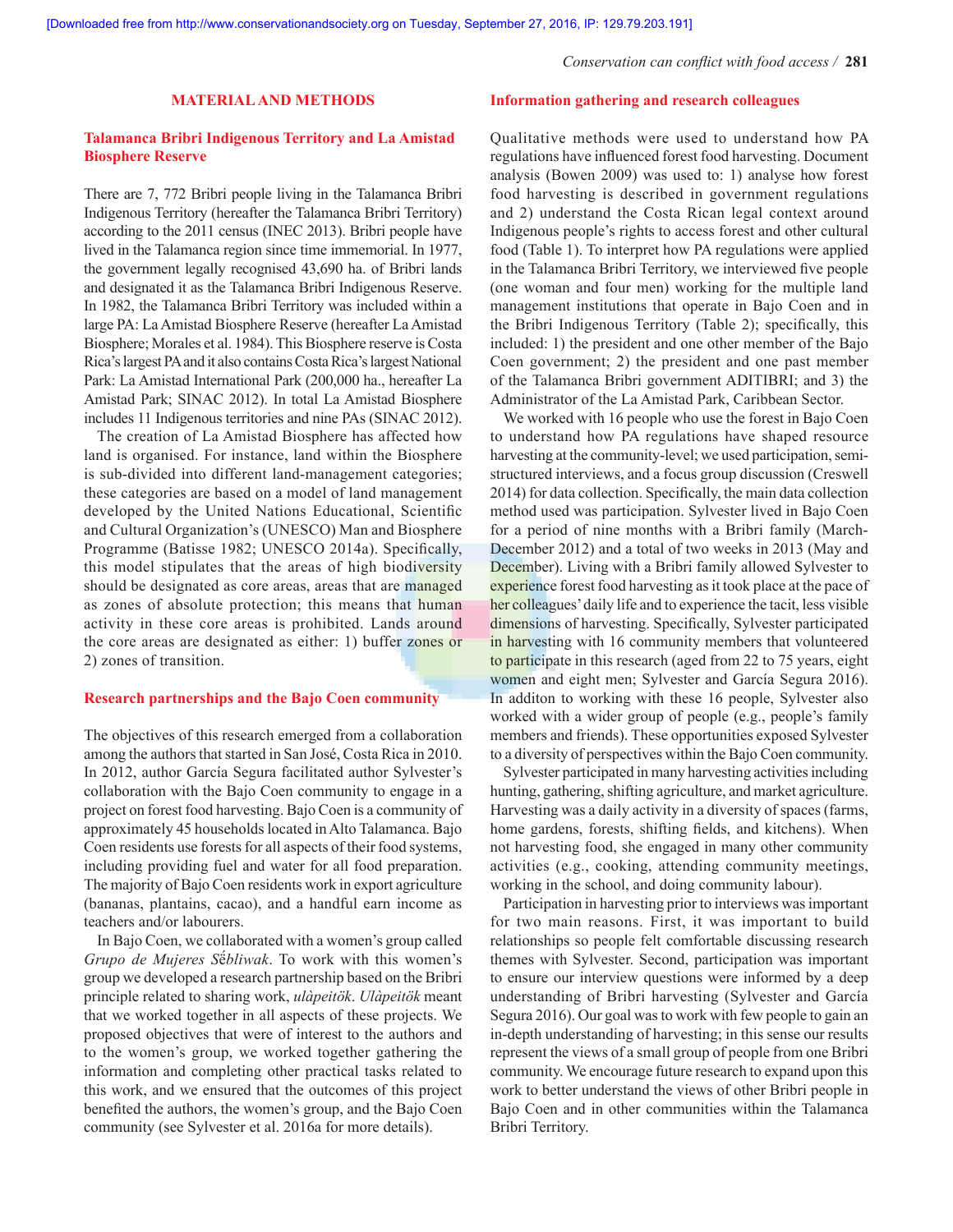## MATERIAL AND METHODS

### Talamanca Bribri Indigenous Territory and La Amistad Biosphere Reserve

There are 7, 772 Bribri people living in the Talamanca Bribri Indigenous Territory (hereafter the Talamanca Bribri Territory) according to the 2011 census (INEC 2013). Bribri people have lived in the Talamanca region since time immemorial. In 1977, the government legally recognised 43,690 ha. of Bribri lands and designated it as the Talamanca Bribri Indigenous Reserve. In 1982, the Talamanca Bribri Territory was included within a large PA: La Amistad Biosphere Reserve (hereafter La Amistad Biosphere; Morales et al. 1984). This Biosphere reserve is Costa Rica's largest PA and it also contains Costa Rica's largest National Park: La Amistad International Park (200,000 ha., hereafter La Amistad Park; SINAC 2012). In total La Amistad Biosphere includes 11 Indigenous territories and nine PAs (SINAC 2012).

The creation of La Amistad Biosphere has affected how land is organised. For instance, land within the Biosphere is sub-divided into different land-management categories; these categories are based on a model of land management developed by the United Nations Educational, Scientific and Cultural Organization's (UNESCO) Man and Biosphere Programme (Batisse 1982; UNESCO 2014a). Specifically, this model stipulates that the areas of high biodiversity should be designated as core areas, areas that are managed as zones of absolute protection; this means that human activity in these core areas is prohibited. Lands around the core areas are designated as either: 1) buffer zones or 2) zones of transition.

### Research partnerships and the Bajo Coen community

The objectives of this research emerged from a collaboration among the authors that started in San José, Costa Rica in 2010. In 2012, author García Segura facilitated author Sylvester's collaboration with the Bajo Coen community to engage in a project on forest food harvesting. Bajo Coen is a community of approximately 45 households located in Alto Talamanca. Bajo Coen residents use forests for all aspects of their food systems, including providing fuel and water for all food preparation. The majority of Bajo Coen residents work in export agriculture (bananas, plantains, cacao), and a handful earn income as teachers and/or labourers.

In Bajo Coen, we collaborated with a women's group called *Grupo de Mujeres Sḗbliwak*. To work with this women's group we developed a research partnership based on the Bribri principle related to sharing work, *ulàpeitök*. *Ulàpeitök* meant that we worked together in all aspects of these projects. We proposed objectives that were of interest to the authors and to the women's group, we worked together gathering the information and completing other practical tasks related to this work, and we ensured that the outcomes of this project benefited the authors, the women's group, and the Bajo Coen community (see Sylvester et al. 2016a for more details).

### Information gathering and research colleagues

Qualitative methods were used to understand how PA regulations have influenced forest food harvesting. Document analysis (Bowen 2009) was used to: 1) analyse how forest food harvesting is described in government regulations and 2) understand the Costa Rican legal context around Indigenous people's rights to access forest and other cultural food (Table 1). To interpret how PA regulations were applied in the Talamanca Bribri Territory, we interviewed five people (one woman and four men) working for the multiple land management institutions that operate in Bajo Coen and in the Bribri Indigenous Territory (Table 2); specifically, this included: 1) the president and one other member of the Bajo Coen government; 2) the president and one past member of the Talamanca Bribri government ADITIBRI; and 3) the Administrator of the La Amistad Park, Caribbean Sector.

We worked with 16 people who use the forest in Bajo Coen to understand how PA regulations have shaped resource harvesting at the community-level; we used participation, semi-structured interviews, and a focus group discussion (Creswell 2014) for data collection. Specifically, the main data collection method used was participation. Sylvester lived in Bajo Coen for a period of nine months with a Bribri family (March-December 2012) and a total of two weeks in 2013 (May and December). Living with a Bribri family allowed Sylvester to experience forest food harvesting as it took place at the pace of her colleagues' daily life and to experience the tacit, less visible dimensions of harvesting. Specifically, Sylvester participated in harvesting with 16 community members that volunteered to participate in this research (aged from 22 to 75 years, eight women and eight men; Sylvester and García Segura 2016). In additon to working with these 16 people, Sylvester also worked with a wider group of people (e.g., people's family members and friends). These opportunities exposed Sylvester to a diversity of perspectives within the Bajo Coen community.

Sylvester participated in many harvesting activities including hunting, gathering, shifting agriculture, and market agriculture. Harvesting was a daily activity in a diversity of spaces (farms, home gardens, forests, shifting fields, and kitchens). When not harvesting food, she engaged in many other community activities (e.g., cooking, attending community meetings, working in the school, and doing community labour).

Participation in harvesting prior to interviews was important for two main reasons. First, it was important to build relationships so people felt comfortable discussing research themes with Sylvester. Second, participation was important to ensure our interview questions were informed by a deep understanding of Bribri harvesting (Sylvester and García Segura 2016). Our goal was to work with few people to gain an in-depth understanding of harvesting; in this sense our results represent the views of a small group of people from one Bribri community. We encourage future research to expand upon this work to better understand the views of other Bribri people in Bajo Coen and in other communities within the Talamanca Bribri Territory.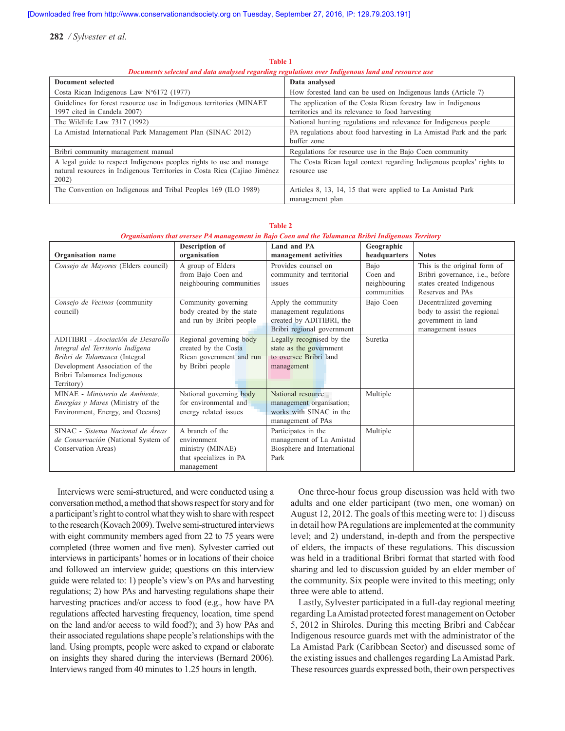**Table 1**

*Documents selected and data analysed regarding regulations over Indigenous land and resource use*

| Document selected | Data analysed |
|---|---|
| Costa Rican Indigenous Law N°6172 (1977) | How forested land can be used on Indigenous lands (Article 7) |
| Guidelines for forest resource use in Indigenous territories (MINAET 1997 cited in Candela 2007) | The application of the Costa Rican forestry law in Indigenous territories and its relevance to food harvesting |
| The Wildlife Law 7317 (1992) | National hunting regulations and relevance for Indigenous people |
| La Amistad International Park Management Plan (SINAC 2012) | PA regulations about food harvesting in La Amistad Park and the park buffer zone |
| Bribri community management manual | Regulations for resource use in the Bajo Coen community |
| A legal guide to respect Indigenous peoples rights to use and manage natural resources in Indigenous Territories in Costa Rica (Cajiao Jiménez 2002) | The Costa Rican legal context regarding Indigenous peoples' rights to resource use |
| The Convention on Indigenous and Tribal Peoples 169 (ILO 1989) | Articles 8, 13, 14, 15 that were applied to La Amistad Park management plan |

**Table 2**

*Organisations that oversee PA management in Bajo Coen and the Talamanca Bribri Indigenous Territory*

| Organisation name | Description of organisation | Land and PA management activities | Geographic headquarters | Notes |
|---|---|---|---|---|
| *Consejo de Mayores* (Elders council) | A group of Elders from Bajo Coen and neighbouring communities | Provides counsel on community and territorial issues | Bajo Coen and neighbouring communities | This is the original form of Bribri governance, i.e., before states created Indigenous Reserves and PAs |
| *Consejo de Vecinos* (community council) | Community governing body created by the state and run by Bribri people | Apply the community management regulations created by ADITIBRI, the Bribri regional government | Bajo Coen | Decentralized governing body to assist the regional government in land management issues |
| ADITIBRI - *Asociación de Desarollo Integral del Territorio Indígena Bribri de Talamanca* (Integral Development Association of the Bribri Talamanca Indigenous Territory) | Regional governing body created by the Costa Rican government and run by Bribri people | Legally recognised by the state as the government to oversee Bribri land management | Suretka | |
| MINAE - *Ministerio de Ambiente, Energías y Mares* (Ministry of the Environment, Energy, and Oceans) | National governing body for environmental and energy related issues | National resource management organisation; works with SINAC in the management of PAs | Multiple | |
| SINAC - *Sistema Nacional de Áreas de Conservación* (National System of Conservation Areas) | A branch of the environment ministry (MINAE) that specializes in PA management | Participates in the management of La Amistad Biosphere and International Park | Multiple | |

Interviews were semi-structured, and were conducted using a conversation method, a method that shows respect for story and for a participant's right to control what they wish to share with respect to the research (Kovach 2009). Twelve semi-structured interviews with eight community members aged from 22 to 75 years were completed (three women and five men). Sylvester carried out interviews in participants' homes or in locations of their choice and followed an interview guide; questions on this interview guide were related to: 1) people's view's on PAs and harvesting regulations; 2) how PAs and harvesting regulations shape their harvesting practices and/or access to food (e.g., how have PA regulations affected harvesting frequency, location, time spend on the land and/or access to wild food?); and 3) how PAs and their associated regulations shape people's relationships with the land. Using prompts, people were asked to expand or elaborate on insights they shared during the interviews (Bernard 2006). Interviews ranged from 40 minutes to 1.25 hours in length.

One three-hour focus group discussion was held with two adults and one elder participant (two men, one woman) on August 12, 2012. The goals of this meeting were to: 1) discuss in detail how PA regulations are implemented at the community level; and 2) understand, in-depth and from the perspective of elders, the impacts of these regulations. This discussion was held in a traditional Bribri format that started with food sharing and led to discussion guided by an elder member of the community. Six people were invited to this meeting; only three were able to attend.

Lastly, Sylvester participated in a full-day regional meeting regarding La Amistad protected forest management on October 5, 2012 in Shiroles. During this meeting Bribri and Cabécar Indigenous resource guards met with the administrator of the La Amistad Park (Caribbean Sector) and discussed some of the existing issues and challenges regarding La Amistad Park. These resources guards expressed both, their own perspectives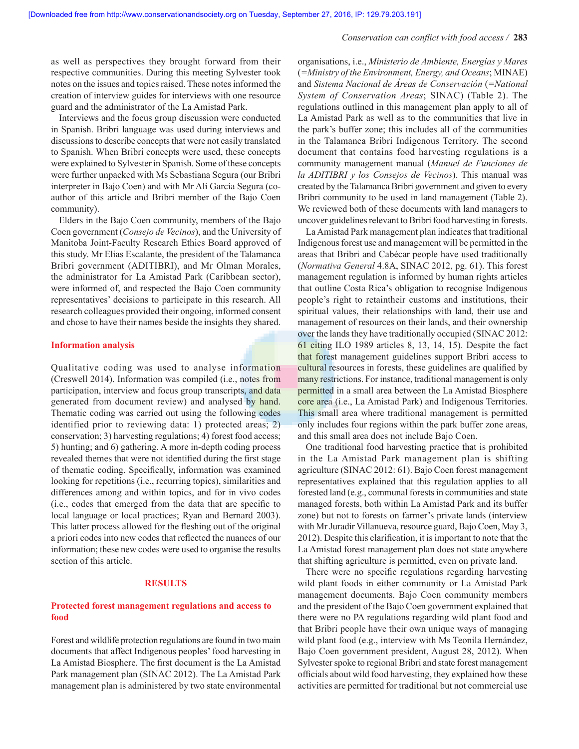as well as perspectives they brought forward from their respective communities. During this meeting Sylvester took notes on the issues and topics raised. These notes informed the creation of interview guides for interviews with one resource guard and the administrator of the La Amistad Park.

Interviews and the focus group discussion were conducted in Spanish. Bribri language was used during interviews and discussions to describe concepts that were not easily translated to Spanish. When Bribri concepts were used, these concepts were explained to Sylvester in Spanish. Some of these concepts were further unpacked with Ms Sebastiana Segura (our Bribri interpreter in Bajo Coen) and with Mr Alí García Segura (co-author of this article and Bribri member of the Bajo Coen community).

Elders in the Bajo Coen community, members of the Bajo Coen government (*Consejo de Vecinos*), and the University of Manitoba Joint-Faculty Research Ethics Board approved of this study. Mr Elias Escalante, the president of the Talamanca Bribri government (ADITIBRI), and Mr Olman Morales, the administrator for La Amistad Park (Caribbean sector), were informed of, and respected the Bajo Coen community representatives' decisions to participate in this research. All research colleagues provided their ongoing, informed consent and chose to have their names beside the insights they shared.

### Information analysis

Qualitative coding was used to analyse information (Creswell 2014). Information was compiled (i.e., notes from participation, interview and focus group transcripts, and data generated from document review) and analysed by hand. Thematic coding was carried out using the following codes identified prior to reviewing data: 1) protected areas; 2) conservation; 3) harvesting regulations; 4) forest food access; 5) hunting; and 6) gathering. A more in-depth coding process revealed themes that were not identified during the first stage of thematic coding. Specifically, information was examined looking for repetitions (i.e., recurring topics), similarities and differences among and within topics, and for in vivo codes (i.e., codes that emerged from the data that are specific to local language or local practices; Ryan and Bernard 2003). This latter process allowed for the fleshing out of the original a priori codes into new codes that reflected the nuances of our information; these new codes were used to organise the results section of this article.

## RESULTS

### Protected forest management regulations and access to food

Forest and wildlife protection regulations are found in two main documents that affect Indigenous peoples' food harvesting in La Amistad Biosphere. The first document is the La Amistad Park management plan (SINAC 2012). The La Amistad Park management plan is administered by two state environmental organisations, i.e., *Ministerio de Ambiente, Energías y Mares* (=*Ministry of the Environment, Energy, and Oceans*; MINAE) and *Sistema Nacional de Áreas de Conservación* (=*National System of Conservation Areas*; SINAC) (Table 2). The regulations outlined in this management plan apply to all of La Amistad Park as well as to the communities that live in the park's buffer zone; this includes all of the communities in the Talamanca Bribri Indigenous Territory. The second document that contains food harvesting regulations is a community management manual (*Manuel de Funciones de la ADITIBRI y los Consejos de Vecinos*). This manual was created by the Talamanca Bribri government and given to every Bribri community to be used in land management (Table 2). We reviewed both of these documents with land managers to uncover guidelines relevant to Bribri food harvesting in forests.

La Amistad Park management plan indicates that traditional Indigenous forest use and management will be permitted in the areas that Bribri and Cabécar people have used traditionally (*Normativa General* 4.8A, SINAC 2012, pg. 61). This forest management regulation is informed by human rights articles that outline Costa Rica's obligation to recognise Indigenous people's right to retaintheir customs and institutions, their spiritual values, their relationships with land, their use and management of resources on their lands, and their ownership over the lands they have traditionally occupied (SINAC 2012: 61 citing ILO 1989 articles 8, 13, 14, 15). Despite the fact that forest management guidelines support Bribri access to cultural resources in forests, these guidelines are qualified by many restrictions. For instance, traditional management is only permitted in a small area between the La Amistad Biosphere core area (i.e., La Amistad Park) and Indigenous Territories. This small area where traditional management is permitted only includes four regions within the park buffer zone areas, and this small area does not include Bajo Coen.

One traditional food harvesting practice that is prohibited in the La Amistad Park management plan is shifting agriculture (SINAC 2012: 61). Bajo Coen forest management representatives explained that this regulation applies to all forested land (e.g., communal forests in communities and state managed forests, both within La Amistad Park and its buffer zone) but not to forests on farmer's private lands (interview with Mr Juradir Villanueva, resource guard, Bajo Coen, May 3, 2012). Despite this clarification, it is important to note that the La Amistad forest management plan does not state anywhere that shifting agriculture is permitted, even on private land.

There were no specific regulations regarding harvesting wild plant foods in either community or La Amistad Park management documents. Bajo Coen community members and the president of the Bajo Coen government explained that there were no PA regulations regarding wild plant food and that Bribri people have their own unique ways of managing wild plant food (e.g., interview with Ms Teonila Hernández, Bajo Coen government president, August 28, 2012). When Sylvester spoke to regional Bribri and state forest management officials about wild food harvesting, they explained how these activities are permitted for traditional but not commercial use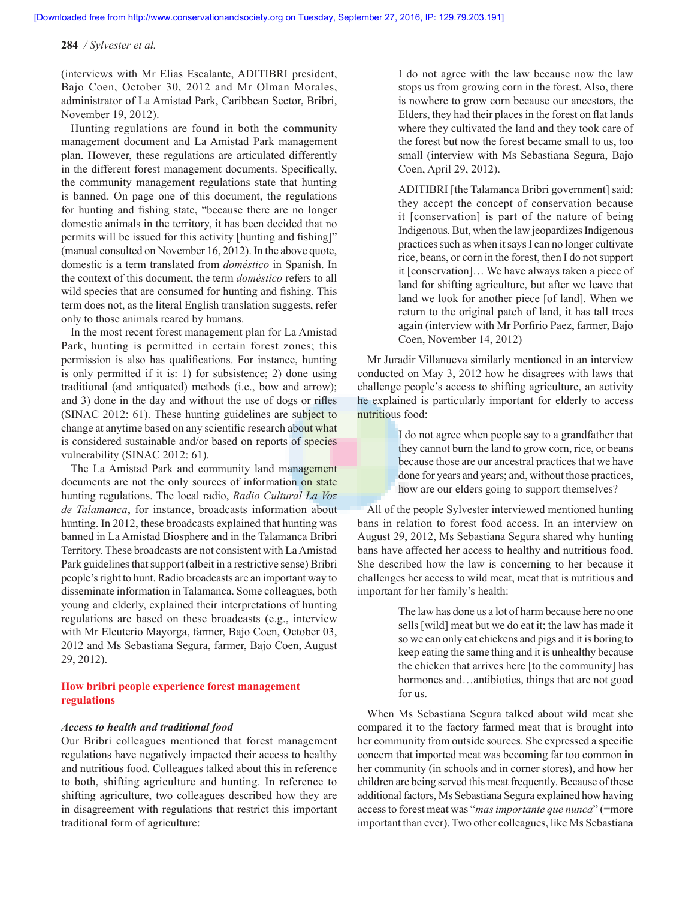(interviews with Mr Elias Escalante, ADITIBRI president, Bajo Coen, October 30, 2012 and Mr Olman Morales, administrator of La Amistad Park, Caribbean Sector, Bribri, November 19, 2012).

Hunting regulations are found in both the community management document and La Amistad Park management plan. However, these regulations are articulated differently in the different forest management documents. Specifically, the community management regulations state that hunting is banned. On page one of this document, the regulations for hunting and fishing state, "because there are no longer domestic animals in the territory, it has been decided that no permits will be issued for this activity [hunting and fishing]" (manual consulted on November 16, 2012). In the above quote, domestic is a term translated from *doméstico* in Spanish. In the context of this document, the term *doméstico* refers to all wild species that are consumed for hunting and fishing. This term does not, as the literal English translation suggests, refer only to those animals reared by humans.

In the most recent forest management plan for La Amistad Park, hunting is permitted in certain forest zones; this permission is also has qualifications. For instance, hunting is only permitted if it is: 1) for subsistence; 2) done using traditional (and antiquated) methods (i.e., bow and arrow); and 3) done in the day and without the use of dogs or rifles (SINAC 2012: 61). These hunting guidelines are subject to change at anytime based on any scientific research about what is considered sustainable and/or based on reports of species vulnerability (SINAC 2012: 61).

The La Amistad Park and community land management documents are not the only sources of information on state hunting regulations. The local radio, *Radio Cultural La Voz de Talamanca*, for instance, broadcasts information about hunting. In 2012, these broadcasts explained that hunting was banned in La Amistad Biosphere and in the Talamanca Bribri Territory. These broadcasts are not consistent with La Amistad Park guidelines that support (albeit in a restrictive sense) Bribri people's right to hunt. Radio broadcasts are an important way to disseminate information in Talamanca. Some colleagues, both young and elderly, explained their interpretations of hunting regulations are based on these broadcasts (e.g., interview with Mr Eleuterio Mayorga, farmer, Bajo Coen, October 03, 2012 and Ms Sebastiana Segura, farmer, Bajo Coen, August 29, 2012).

## How bribri people experience forest management regulations

### *Access to health and traditional food*

Our Bribri colleagues mentioned that forest management regulations have negatively impacted their access to healthy and nutritious food. Colleagues talked about this in reference to both, shifting agriculture and hunting. In reference to shifting agriculture, two colleagues described how they are in disagreement with regulations that restrict this important traditional form of agriculture:

> I do not agree with the law because now the law stops us from growing corn in the forest. Also, there is nowhere to grow corn because our ancestors, the Elders, they had their places in the forest on flat lands where they cultivated the land and they took care of the forest but now the forest became small to us, too small (interview with Ms Sebastiana Segura, Bajo Coen, April 29, 2012).

> ADITIBRI [the Talamanca Bribri government] said: they accept the concept of conservation because it [conservation] is part of the nature of being Indigenous. But, when the law jeopardizes Indigenous practices such as when it says I can no longer cultivate rice, beans, or corn in the forest, then I do not support it [conservation]… We have always taken a piece of land for shifting agriculture, but after we leave that land we look for another piece [of land]. When we return to the original patch of land, it has tall trees again (interview with Mr Porfirio Paez, farmer, Bajo Coen, November 14, 2012)

Mr Juradir Villanueva similarly mentioned in an interview conducted on May 3, 2012 how he disagrees with laws that challenge people's access to shifting agriculture, an activity he explained is particularly important for elderly to access nutritious food:

> I do not agree when people say to a grandfather that they cannot burn the land to grow corn, rice, or beans because those are our ancestral practices that we have done for years and years; and, without those practices, how are our elders going to support themselves?

All of the people Sylvester interviewed mentioned hunting bans in relation to forest food access. In an interview on August 29, 2012, Ms Sebastiana Segura shared why hunting bans have affected her access to healthy and nutritious food. She described how the law is concerning to her because it challenges her access to wild meat, meat that is nutritious and important for her family's health:

> The law has done us a lot of harm because here no one sells [wild] meat but we do eat it; the law has made it so we can only eat chickens and pigs and it is boring to keep eating the same thing and it is unhealthy because the chicken that arrives here [to the community] has hormones and…antibiotics, things that are not good for us.

When Ms Sebastiana Segura talked about wild meat she compared it to the factory farmed meat that is brought into her community from outside sources. She expressed a specific concern that imported meat was becoming far too common in her community (in schools and in corner stores), and how her children are being served this meat frequently. Because of these additional factors, Ms Sebastiana Segura explained how having access to forest meat was "*mas importante que nunca*" (=more important than ever). Two other colleagues, like Ms Sebastiana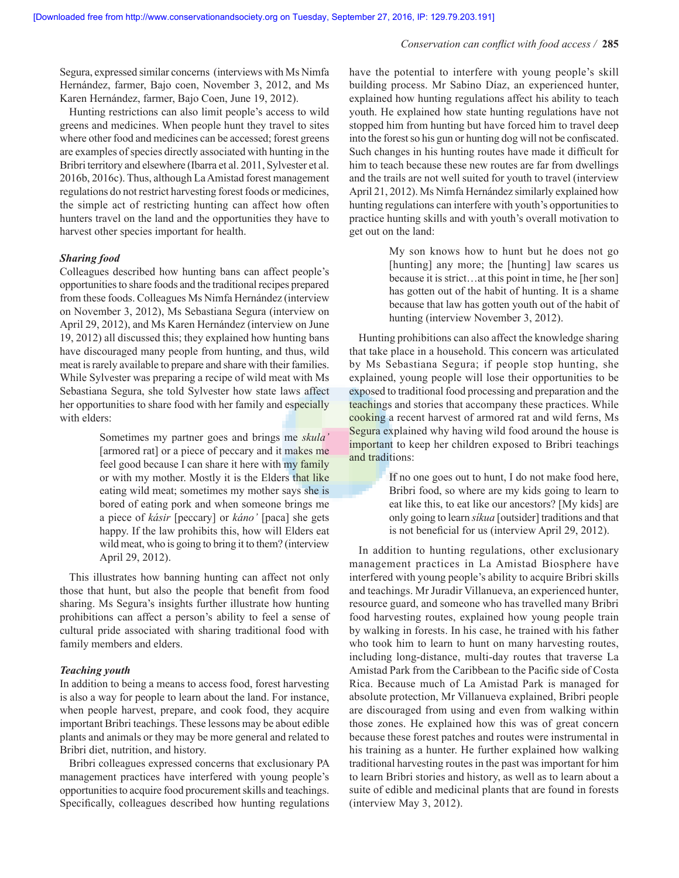Segura, expressed similar concerns (interviews with Ms Nimfa Hernández, farmer, Bajo coen, November 3, 2012, and Ms Karen Hernández, farmer, Bajo Coen, June 19, 2012).

Hunting restrictions can also limit people's access to wild greens and medicines. When people hunt they travel to sites where other food and medicines can be accessed; forest greens are examples of species directly associated with hunting in the Bribri territory and elsewhere (Ibarra et al. 2011, Sylvester et al. 2016b, 2016c). Thus, although La Amistad forest management regulations do not restrict harvesting forest foods or medicines, the simple act of restricting hunting can affect how often hunters travel on the land and the opportunities they have to harvest other species important for health.

### *Sharing food*

Colleagues described how hunting bans can affect people's opportunities to share foods and the traditional recipes prepared from these foods. Colleagues Ms Nimfa Hernández (interview on November 3, 2012), Ms Sebastiana Segura (interview on April 29, 2012), and Ms Karen Hernández (interview on June 19, 2012) all discussed this; they explained how hunting bans have discouraged many people from hunting, and thus, wild meat is rarely available to prepare and share with their families. While Sylvester was preparing a recipe of wild meat with Ms Sebastiana Segura, she told Sylvester how state laws affect her opportunities to share food with her family and especially with elders:

> Sometimes my partner goes and brings me *skula'* [armored rat] or a piece of peccary and it makes me feel good because I can share it here with my family or with my mother. Mostly it is the Elders that like eating wild meat; sometimes my mother says she is bored of eating pork and when someone brings me a piece of *kásir* [peccary] or *káno'* [paca] she gets happy. If the law prohibits this, how will Elders eat wild meat, who is going to bring it to them? (interview April 29, 2012).

This illustrates how banning hunting can affect not only those that hunt, but also the people that benefit from food sharing. Ms Segura's insights further illustrate how hunting prohibitions can affect a person's ability to feel a sense of cultural pride associated with sharing traditional food with family members and elders.

### *Teaching youth*

In addition to being a means to access food, forest harvesting is also a way for people to learn about the land. For instance, when people harvest, prepare, and cook food, they acquire important Bribri teachings. These lessons may be about edible plants and animals or they may be more general and related to Bribri diet, nutrition, and history.

Bribri colleagues expressed concerns that exclusionary PA management practices have interfered with young people's opportunities to acquire food procurement skills and teachings. Specifically, colleagues described how hunting regulations have the potential to interfere with young people's skill building process. Mr Sabino Díaz, an experienced hunter, explained how hunting regulations affect his ability to teach youth. He explained how state hunting regulations have not stopped him from hunting but have forced him to travel deep into the forest so his gun or hunting dog will not be confiscated. Such changes in his hunting routes have made it difficult for him to teach because these new routes are far from dwellings and the trails are not well suited for youth to travel (interview April 21, 2012). Ms Nimfa Hernández similarly explained how hunting regulations can interfere with youth's opportunities to practice hunting skills and with youth's overall motivation to get out on the land:

> My son knows how to hunt but he does not go [hunting] any more; the [hunting] law scares us because it is strict…at this point in time, he [her son] has gotten out of the habit of hunting. It is a shame because that law has gotten youth out of the habit of hunting (interview November 3, 2012).

Hunting prohibitions can also affect the knowledge sharing that take place in a household. This concern was articulated by Ms Sebastiana Segura; if people stop hunting, she explained, young people will lose their opportunities to be exposed to traditional food processing and preparation and the teachings and stories that accompany these practices. While cooking a recent harvest of armored rat and wild ferns, Ms Segura explained why having wild food around the house is important to keep her children exposed to Bribri teachings and traditions:

> If no one goes out to hunt, I do not make food here, Bribri food, so where are my kids going to learn to eat like this, to eat like our ancestors? [My kids] are only going to learn *síkua* [outsider] traditions and that is not beneficial for us (interview April 29, 2012).

In addition to hunting regulations, other exclusionary management practices in La Amistad Biosphere have interfered with young people's ability to acquire Bribri skills and teachings. Mr Juradir Villanueva, an experienced hunter, resource guard, and someone who has travelled many Bribri food harvesting routes, explained how young people train by walking in forests. In his case, he trained with his father who took him to learn to hunt on many harvesting routes, including long-distance, multi-day routes that traverse La Amistad Park from the Caribbean to the Pacific side of Costa Rica. Because much of La Amistad Park is managed for absolute protection, Mr Villanueva explained, Bribri people are discouraged from using and even from walking within those zones. He explained how this was of great concern because these forest patches and routes were instrumental in his training as a hunter. He further explained how walking traditional harvesting routes in the past was important for him to learn Bribri stories and history, as well as to learn about a suite of edible and medicinal plants that are found in forests (interview May 3, 2012).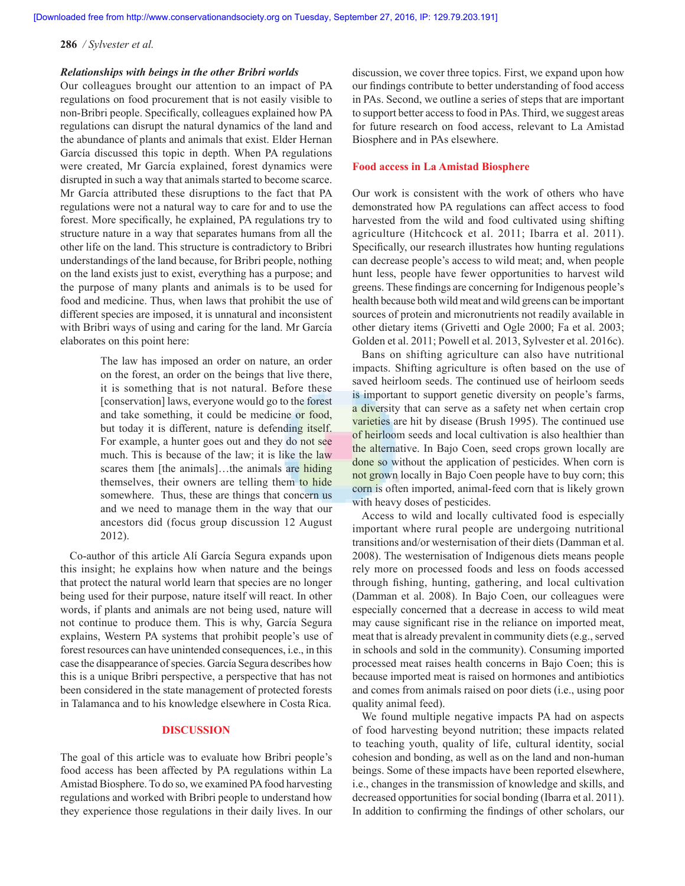### *Relationships with beings in the other Bribri worlds*

Our colleagues brought our attention to an impact of PA regulations on food procurement that is not easily visible to non-Bribri people. Specifically, colleagues explained how PA regulations can disrupt the natural dynamics of the land and the abundance of plants and animals that exist. Elder Hernan García discussed this topic in depth. When PA regulations were created, Mr García explained, forest dynamics were disrupted in such a way that animals started to become scarce. Mr García attributed these disruptions to the fact that PA regulations were not a natural way to care for and to use the forest. More specifically, he explained, PA regulations try to structure nature in a way that separates humans from all the other life on the land. This structure is contradictory to Bribri understandings of the land because, for Bribri people, nothing on the land exists just to exist, everything has a purpose; and the purpose of many plants and animals is to be used for food and medicine. Thus, when laws that prohibit the use of different species are imposed, it is unnatural and inconsistent with Bribri ways of using and caring for the land. Mr García elaborates on this point here:

> The law has imposed an order on nature, an order on the forest, an order on the beings that live there, it is something that is not natural. Before these [conservation] laws, everyone would go to the forest and take something, it could be medicine or food, but today it is different, nature is defending itself. For example, a hunter goes out and they do not see much. This is because of the law; it is like the law scares them [the animals]…the animals are hiding themselves, their owners are telling them to hide somewhere. Thus, these are things that concern us and we need to manage them in the way that our ancestors did (focus group discussion 12 August 2012).

Co-author of this article Alí García Segura expands upon this insight; he explains how when nature and the beings that protect the natural world learn that species are no longer being used for their purpose, nature itself will react. In other words, if plants and animals are not being used, nature will not continue to produce them. This is why, García Segura explains, Western PA systems that prohibit people's use of forest resources can have unintended consequences, i.e., in this case the disappearance of species. García Segura describes how this is a unique Bribri perspective, a perspective that has not been considered in the state management of protected forests in Talamanca and to his knowledge elsewhere in Costa Rica.

## DISCUSSION

The goal of this article was to evaluate how Bribri people's food access has been affected by PA regulations within La Amistad Biosphere. To do so, we examined PA food harvesting regulations and worked with Bribri people to understand how they experience those regulations in their daily lives. In our discussion, we cover three topics. First, we expand upon how our findings contribute to better understanding of food access in PAs. Second, we outline a series of steps that are important to support better access to food in PAs. Third, we suggest areas for future research on food access, relevant to La Amistad Biosphere and in PAs elsewhere.

### Food access in La Amistad Biosphere

Our work is consistent with the work of others who have demonstrated how PA regulations can affect access to food harvested from the wild and food cultivated using shifting agriculture (Hitchcock et al. 2011; Ibarra et al. 2011). Specifically, our research illustrates how hunting regulations can decrease people's access to wild meat; and, when people hunt less, people have fewer opportunities to harvest wild greens. These findings are concerning for Indigenous people's health because both wild meat and wild greens can be important sources of protein and micronutrients not readily available in other dietary items (Grivetti and Ogle 2000; Fa et al. 2003; Golden et al. 2011; Powell et al. 2013, Sylvester et al. 2016c).

Bans on shifting agriculture can also have nutritional impacts. Shifting agriculture is often based on the use of saved heirloom seeds. The continued use of heirloom seeds is important to support genetic diversity on people's farms, a diversity that can serve as a safety net when certain crop varieties are hit by disease (Brush 1995). The continued use of heirloom seeds and local cultivation is also healthier than the alternative. In Bajo Coen, seed crops grown locally are done so without the application of pesticides. When corn is not grown locally in Bajo Coen people have to buy corn; this corn is often imported, animal-feed corn that is likely grown with heavy doses of pesticides.

Access to wild and locally cultivated food is especially important where rural people are undergoing nutritional transitions and/or westernisation of their diets (Damman et al. 2008). The westernisation of Indigenous diets means people rely more on processed foods and less on foods accessed through fishing, hunting, gathering, and local cultivation (Damman et al. 2008). In Bajo Coen, our colleagues were especially concerned that a decrease in access to wild meat may cause significant rise in the reliance on imported meat, meat that is already prevalent in community diets (e.g., served in schools and sold in the community). Consuming imported processed meat raises health concerns in Bajo Coen; this is because imported meat is raised on hormones and antibiotics and comes from animals raised on poor diets (i.e., using poor quality animal feed).

We found multiple negative impacts PA had on aspects of food harvesting beyond nutrition; these impacts related to teaching youth, quality of life, cultural identity, social cohesion and bonding, as well as on the land and non-human beings. Some of these impacts have been reported elsewhere, i.e., changes in the transmission of knowledge and skills, and decreased opportunities for social bonding (Ibarra et al. 2011). In addition to confirming the findings of other scholars, our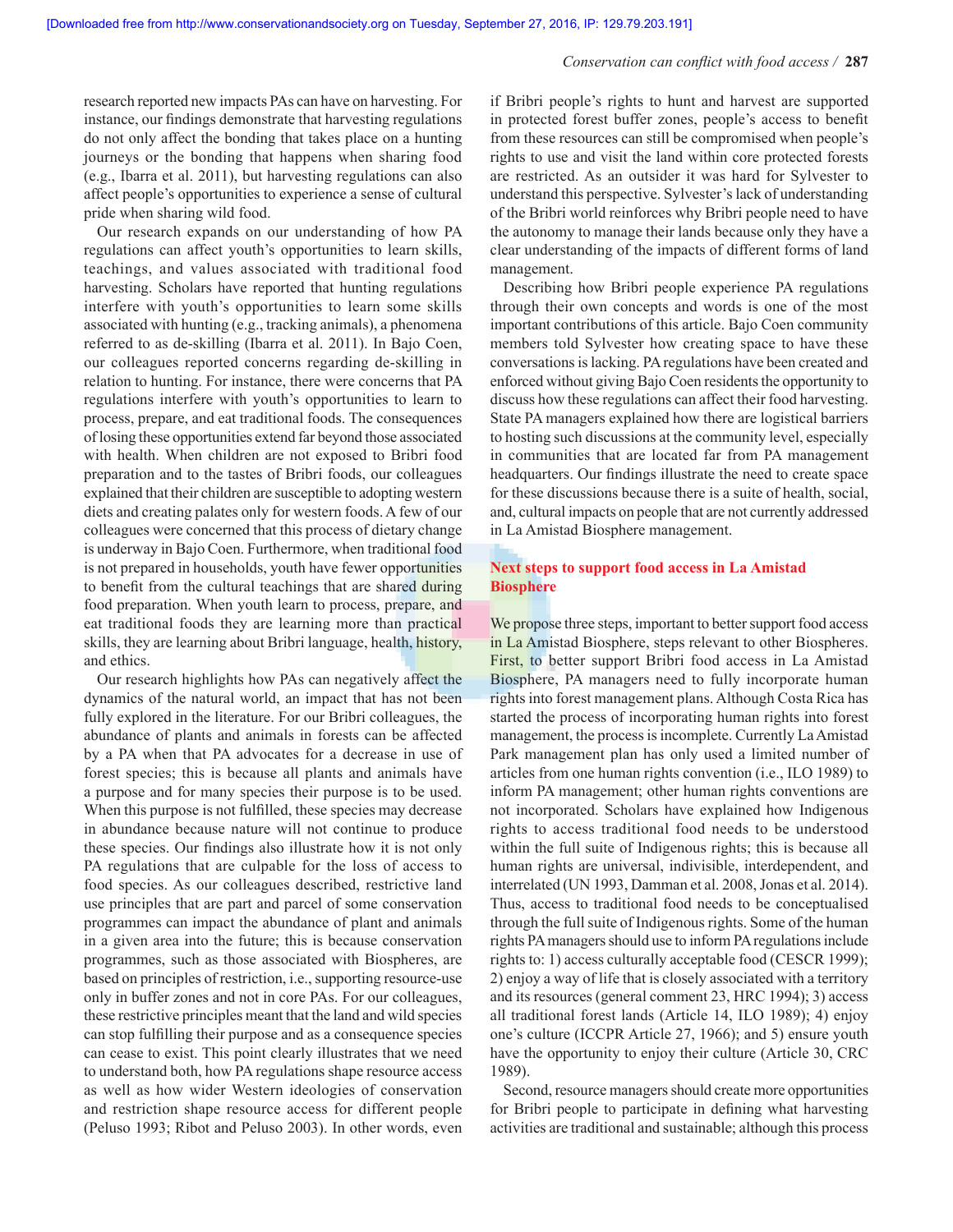research reported new impacts PAs can have on harvesting. For instance, our findings demonstrate that harvesting regulations do not only affect the bonding that takes place on a hunting journeys or the bonding that happens when sharing food (e.g., Ibarra et al. 2011), but harvesting regulations can also affect people's opportunities to experience a sense of cultural pride when sharing wild food.

Our research expands on our understanding of how PA regulations can affect youth's opportunities to learn skills, teachings, and values associated with traditional food harvesting. Scholars have reported that hunting regulations interfere with youth's opportunities to learn some skills associated with hunting (e.g., tracking animals), a phenomena referred to as de-skilling (Ibarra et al. 2011). In Bajo Coen, our colleagues reported concerns regarding de-skilling in relation to hunting. For instance, there were concerns that PA regulations interfere with youth's opportunities to learn to process, prepare, and eat traditional foods. The consequences of losing these opportunities extend far beyond those associated with health. When children are not exposed to Bribri food preparation and to the tastes of Bribri foods, our colleagues explained that their children are susceptible to adopting western diets and creating palates only for western foods. A few of our colleagues were concerned that this process of dietary change is underway in Bajo Coen. Furthermore, when traditional food is not prepared in households, youth have fewer opportunities to benefit from the cultural teachings that are shared during food preparation. When youth learn to process, prepare, and eat traditional foods they are learning more than practical skills, they are learning about Bribri language, health, history, and ethics.

Our research highlights how PAs can negatively affect the dynamics of the natural world, an impact that has not been fully explored in the literature. For our Bribri colleagues, the abundance of plants and animals in forests can be affected by a PA when that PA advocates for a decrease in use of forest species; this is because all plants and animals have a purpose and for many species their purpose is to be used. When this purpose is not fulfilled, these species may decrease in abundance because nature will not continue to produce these species. Our findings also illustrate how it is not only PA regulations that are culpable for the loss of access to food species. As our colleagues described, restrictive land use principles that are part and parcel of some conservation programmes can impact the abundance of plant and animals in a given area into the future; this is because conservation programmes, such as those associated with Biospheres, are based on principles of restriction, i.e., supporting resource-use only in buffer zones and not in core PAs. For our colleagues, these restrictive principles meant that the land and wild species can stop fulfilling their purpose and as a consequence species can cease to exist. This point clearly illustrates that we need to understand both, how PA regulations shape resource access as well as how wider Western ideologies of conservation and restriction shape resource access for different people (Peluso 1993; Ribot and Peluso 2003). In other words, even if Bribri people's rights to hunt and harvest are supported in protected forest buffer zones, people's access to benefit from these resources can still be compromised when people's rights to use and visit the land within core protected forests are restricted. As an outsider it was hard for Sylvester to understand this perspective. Sylvester's lack of understanding of the Bribri world reinforces why Bribri people need to have the autonomy to manage their lands because only they have a clear understanding of the impacts of different forms of land management.

Describing how Bribri people experience PA regulations through their own concepts and words is one of the most important contributions of this article. Bajo Coen community members told Sylvester how creating space to have these conversations is lacking. PA regulations have been created and enforced without giving Bajo Coen residents the opportunity to discuss how these regulations can affect their food harvesting. State PA managers explained how there are logistical barriers to hosting such discussions at the community level, especially in communities that are located far from PA management headquarters. Our findings illustrate the need to create space for these discussions because there is a suite of health, social, and, cultural impacts on people that are not currently addressed in La Amistad Biosphere management.

## Next steps to support food access in La Amistad Biosphere

We propose three steps, important to better support food access in La Amistad Biosphere, steps relevant to other Biospheres. First, to better support Bribri food access in La Amistad Biosphere, PA managers need to fully incorporate human rights into forest management plans. Although Costa Rica has started the process of incorporating human rights into forest management, the process is incomplete. Currently La Amistad Park management plan has only used a limited number of articles from one human rights convention (i.e., ILO 1989) to inform PA management; other human rights conventions are not incorporated. Scholars have explained how Indigenous rights to access traditional food needs to be understood within the full suite of Indigenous rights; this is because all human rights are universal, indivisible, interdependent, and interrelated (UN 1993, Damman et al. 2008, Jonas et al. 2014). Thus, access to traditional food needs to be conceptualised through the full suite of Indigenous rights. Some of the human rights PA managers should use to inform PA regulations include rights to: 1) access culturally acceptable food (CESCR 1999); 2) enjoy a way of life that is closely associated with a territory and its resources (general comment 23, HRC 1994); 3) access all traditional forest lands (Article 14, ILO 1989); 4) enjoy one's culture (ICCPR Article 27, 1966); and 5) ensure youth have the opportunity to enjoy their culture (Article 30, CRC 1989).

Second, resource managers should create more opportunities for Bribri people to participate in defining what harvesting activities are traditional and sustainable; although this process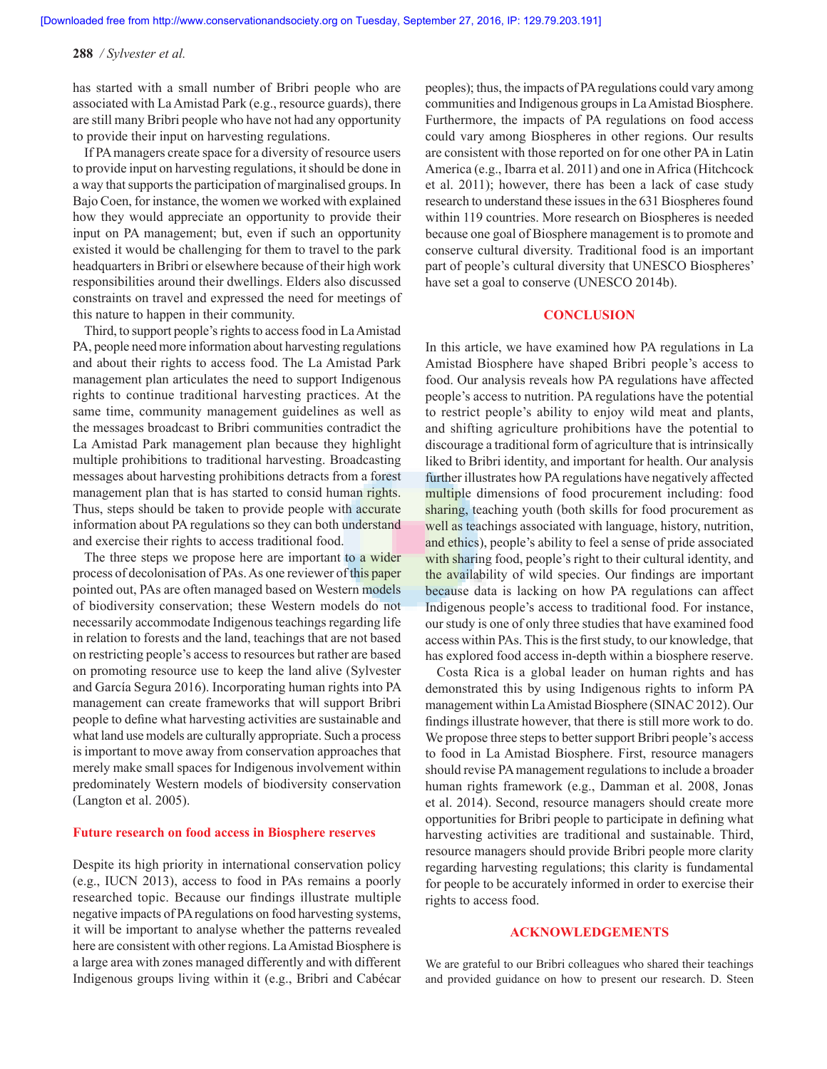has started with a small number of Bribri people who are associated with La Amistad Park (e.g., resource guards), there are still many Bribri people who have not had any opportunity to provide their input on harvesting regulations.

If PA managers create space for a diversity of resource users to provide input on harvesting regulations, it should be done in a way that supports the participation of marginalised groups. In Bajo Coen, for instance, the women we worked with explained how they would appreciate an opportunity to provide their input on PA management; but, even if such an opportunity existed it would be challenging for them to travel to the park headquarters in Bribri or elsewhere because of their high work responsibilities around their dwellings. Elders also discussed constraints on travel and expressed the need for meetings of this nature to happen in their community.

Third, to support people's rights to access food in La Amistad PA, people need more information about harvesting regulations and about their rights to access food. The La Amistad Park management plan articulates the need to support Indigenous rights to continue traditional harvesting practices. At the same time, community management guidelines as well as the messages broadcast to Bribri communities contradict the La Amistad Park management plan because they highlight multiple prohibitions to traditional harvesting. Broadcasting messages about harvesting prohibitions detracts from a forest management plan that is has started to consid human rights. Thus, steps should be taken to provide people with accurate information about PA regulations so they can both understand and exercise their rights to access traditional food.

The three steps we propose here are important to a wider process of decolonisation of PAs. As one reviewer of this paper pointed out, PAs are often managed based on Western models of biodiversity conservation; these Western models do not necessarily accommodate Indigenous teachings regarding life in relation to forests and the land, teachings that are not based on restricting people's access to resources but rather are based on promoting resource use to keep the land alive (Sylvester and García Segura 2016). Incorporating human rights into PA management can create frameworks that will support Bribri people to define what harvesting activities are sustainable and what land use models are culturally appropriate. Such a process is important to move away from conservation approaches that merely make small spaces for Indigenous involvement within predominately Western models of biodiversity conservation (Langton et al. 2005).

### Future research on food access in Biosphere reserves

Despite its high priority in international conservation policy (e.g., IUCN 2013), access to food in PAs remains a poorly researched topic. Because our findings illustrate multiple negative impacts of PA regulations on food harvesting systems, it will be important to analyse whether the patterns revealed here are consistent with other regions. La Amistad Biosphere is a large area with zones managed differently and with different Indigenous groups living within it (e.g., Bribri and Cabécar peoples); thus, the impacts of PA regulations could vary among communities and Indigenous groups in La Amistad Biosphere. Furthermore, the impacts of PA regulations on food access could vary among Biospheres in other regions. Our results are consistent with those reported on for one other PA in Latin America (e.g., Ibarra et al. 2011) and one in Africa (Hitchcock et al. 2011); however, there has been a lack of case study research to understand these issues in the 631 Biospheres found within 119 countries. More research on Biospheres is needed because one goal of Biosphere management is to promote and conserve cultural diversity. Traditional food is an important part of people's cultural diversity that UNESCO Biospheres' have set a goal to conserve (UNESCO 2014b).

## CONCLUSION

In this article, we have examined how PA regulations in La Amistad Biosphere have shaped Bribri people's access to food. Our analysis reveals how PA regulations have affected people's access to nutrition. PA regulations have the potential to restrict people's ability to enjoy wild meat and plants, and shifting agriculture prohibitions have the potential to discourage a traditional form of agriculture that is intrinsically liked to Bribri identity, and important for health. Our analysis further illustrates how PA regulations have negatively affected multiple dimensions of food procurement including: food sharing, teaching youth (both skills for food procurement as well as teachings associated with language, history, nutrition, and ethics), people's ability to feel a sense of pride associated with sharing food, people's right to their cultural identity, and the availability of wild species. Our findings are important because data is lacking on how PA regulations can affect Indigenous people's access to traditional food. For instance, our study is one of only three studies that have examined food access within PAs. This is the first study, to our knowledge, that has explored food access in-depth within a biosphere reserve.

Costa Rica is a global leader on human rights and has demonstrated this by using Indigenous rights to inform PA management within La Amistad Biosphere (SINAC 2012). Our findings illustrate however, that there is still more work to do. We propose three steps to better support Bribri people's access to food in La Amistad Biosphere. First, resource managers should revise PA management regulations to include a broader human rights framework (e.g., Damman et al. 2008, Jonas et al. 2014). Second, resource managers should create more opportunities for Bribri people to participate in defining what harvesting activities are traditional and sustainable. Third, resource managers should provide Bribri people more clarity regarding harvesting regulations; this clarity is fundamental for people to be accurately informed in order to exercise their rights to access food.

## ACKNOWLEDGEMENTS

We are grateful to our Bribri colleagues who shared their teachings and provided guidance on how to present our research. D. Steen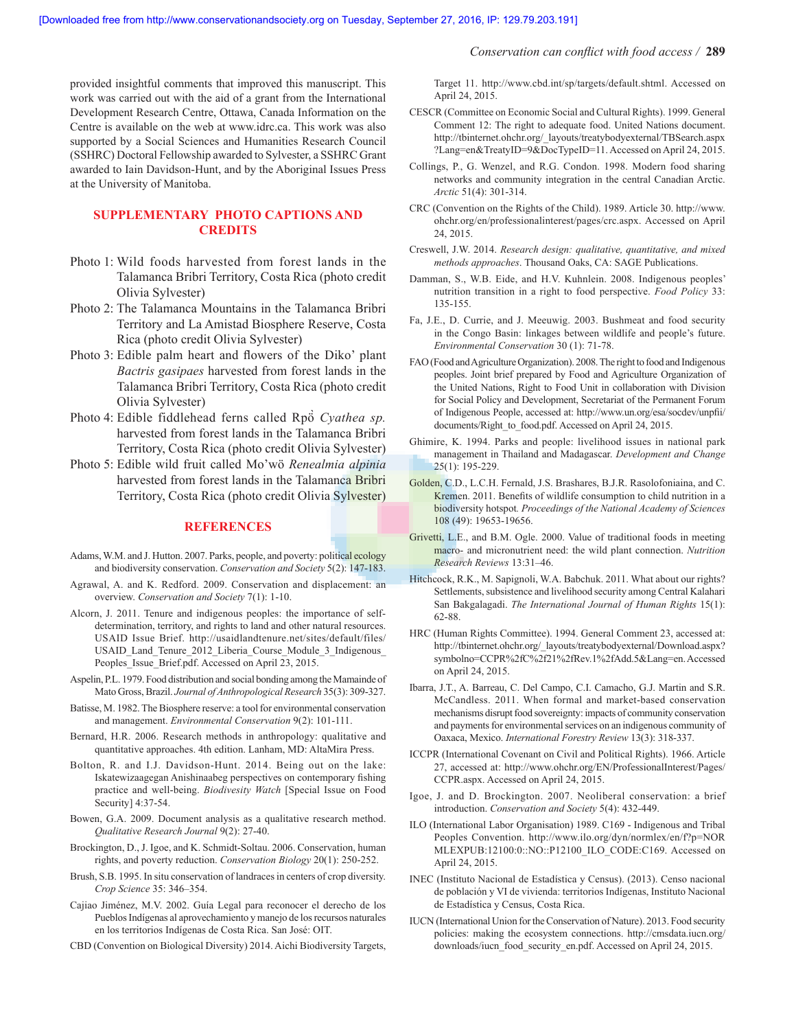provided insightful comments that improved this manuscript. This work was carried out with the aid of a grant from the International Development Research Centre, Ottawa, Canada Information on the Centre is available on the web at www.idrc.ca. This work was also supported by a Social Sciences and Humanities Research Council (SSHRC) Doctoral Fellowship awarded to Sylvester, a SSHRC Grant awarded to Iain Davidson-Hunt, and by the Aboriginal Issues Press at the University of Manitoba.

## SUPPLEMENTARY PHOTO CAPTIONS AND CREDITS

Photo 1: Wild foods harvested from forest lands in the Talamanca Bribri Territory, Costa Rica (photo credit Olivia Sylvester)

Photo 2: The Talamanca Mountains in the Talamanca Bribri Territory and La Amistad Biosphere Reserve, Costa Rica (photo credit Olivia Sylvester)

Photo 3: Edible palm heart and flowers of the Diko' plant *Bactris gasipaes* harvested from forest lands in the Talamanca Bribri Territory, Costa Rica (photo credit Olivia Sylvester)

Photo 4: Edible fiddlehead ferns called Rpö̀ *Cyathea sp.* harvested from forest lands in the Talamanca Bribri Territory, Costa Rica (photo credit Olivia Sylvester)

Photo 5: Edible wild fruit called Mo'wö *Renealmia alpinia* harvested from forest lands in the Talamanca Bribri Territory, Costa Rica (photo credit Olivia Sylvester)

## REFERENCES

Adams, W.M. and J. Hutton. 2007. Parks, people, and poverty: political ecology and biodiversity conservation. *Conservation and Society* 5(2): 147-183.

Agrawal, A. and K. Redford. 2009. Conservation and displacement: an overview. *Conservation and Society* 7(1): 1-10.

Alcorn, J. 2011. Tenure and indigenous peoples: the importance of self-determination, territory, and rights to land and other natural resources. USAID Issue Brief. http://usaidlandtenure.net/sites/default/files/USAID_Land_Tenure_2012_Liberia_Course_Module_3_Indigenous_Peoples_Issue_Brief.pdf. Accessed on April 23, 2015.

Aspelin, P.L. 1979. Food distribution and social bonding among the Mamainde of Mato Gross, Brazil. *Journal of Anthropological Research* 35(3): 309-327.

Batisse, M. 1982. The Biosphere reserve: a tool for environmental conservation and management. *Environmental Conservation* 9(2): 101-111.

Bernard, H.R. 2006. Research methods in anthropology: qualitative and quantitative approaches. 4th edition. Lanham, MD: AltaMira Press.

Bolton, R. and I.J. Davidson-Hunt. 2014. Being out on the lake: Iskatewizaagegan Anishinaabeg perspectives on contemporary fishing practice and well-being. *Biodiversity Watch* [Special Issue on Food Security] 4:37-54.

Bowen, G.A. 2009. Document analysis as a qualitative research method. *Qualitative Research Journal* 9(2): 27-40.

Brockington, D., J. Igoe, and K. Schmidt-Soltau. 2006. Conservation, human rights, and poverty reduction. *Conservation Biology* 20(1): 250-252.

Brush, S.B. 1995. In situ conservation of landraces in centers of crop diversity. *Crop Science* 35: 346–354.

Cajiao Jiménez, M.V. 2002. Guía Legal para reconocer el derecho de los Pueblos Indígenas al aprovechamiento y manejo de los recursos naturales en los territorios Indígenas de Costa Rica. San José: OIT.

CBD (Convention on Biological Diversity) 2014. Aichi Biodiversity Targets, Target 11. http://www.cbd.int/sp/targets/default.shtml. Accessed on April 24, 2015.

CESCR (Committee on Economic Social and Cultural Rights). 1999. General Comment 12: The right to adequate food. United Nations document. http://tbinternet.ohchr.org/_layouts/treatybodyexternal/TBSearch.aspx?Lang=en&TreatyID=9&DocTypeID=11. Accessed on April 24, 2015.

Collings, P., G. Wenzel, and R.G. Condon. 1998. Modern food sharing networks and community integration in the central Canadian Arctic. *Arctic* 51(4): 301-314.

CRC (Convention on the Rights of the Child). 1989. Article 30. http://www.ohchr.org/en/professionalinterest/pages/crc.aspx. Accessed on April 24, 2015.

Creswell, J.W. 2014. *Research design: qualitative, quantitative, and mixed methods approaches*. Thousand Oaks, CA: SAGE Publications.

Damman, S., W.B. Eide, and H.V. Kuhnlein. 2008. Indigenous peoples' nutrition transition in a right to food perspective. *Food Policy* 33: 135-155.

Fa, J.E., D. Currie, and J. Meeuwig. 2003. Bushmeat and food security in the Congo Basin: linkages between wildlife and people's future. *Environmental Conservation* 30 (1): 71-78.

FAO (Food and Agriculture Organization). 2008. The right to food and Indigenous peoples. Joint brief prepared by Food and Agriculture Organization of the United Nations, Right to Food Unit in collaboration with Division for Social Policy and Development, Secretariat of the Permanent Forum of Indigenous People, accessed at: http://www.un.org/esa/socdev/unpfii/documents/Right_to_food.pdf. Accessed on April 24, 2015.

Ghimire, K. 1994. Parks and people: livelihood issues in national park management in Thailand and Madagascar. *Development and Change* 25(1): 195-229.

Golden, C.D., L.C.H. Fernald, J.S. Brashares, B.J.R. Rasolofoniaina, and C. Kremen. 2011. Benefits of wildlife consumption to child nutrition in a biodiversity hotspot. *Proceedings of the National Academy of Sciences* 108 (49): 19653-19656.

Grivetti, L.E., and B.M. Ogle. 2000. Value of traditional foods in meeting macro- and micronutrient need: the wild plant connection. *Nutrition Research Reviews* 13:31–46.

Hitchcock, R.K., M. Sapignoli, W.A. Babchuk. 2011. What about our rights? Settlements, subsistence and livelihood security among Central Kalahari San Bakgalagadi. *The International Journal of Human Rights* 15(1): 62-88.

HRC (Human Rights Committee). 1994. General Comment 23, accessed at: http://tbinternet.ohchr.org/_layouts/treatybodyexternal/Download.aspx?symbolno=CCPR%2fC%2f21%2fRev.1%2fAdd.5&Lang=en. Accessed on April 24, 2015.

Ibarra, J.T., A. Barreau, C. Del Campo, C.I. Camacho, G.J. Martin and S.R. McCandless. 2011. When formal and market-based conservation mechanisms disrupt food sovereignty: impacts of community conservation and payments for environmental services on an indigenous community of Oaxaca, Mexico. *International Forestry Review* 13(3): 318-337.

ICCPR (International Covenant on Civil and Political Rights). 1966. Article 27, accessed at: http://www.ohchr.org/EN/ProfessionalInterest/Pages/CCPR.aspx. Accessed on April 24, 2015.

Igoe, J. and D. Brockington. 2007. Neoliberal conservation: a brief introduction. *Conservation and Society* 5(4): 432-449.

ILO (International Labor Organisation) 1989. C169 - Indigenous and Tribal Peoples Convention. http://www.ilo.org/dyn/normlex/en/f?p=NORMLEXPUB:12100:0::NO::P12100_ILO_CODE:C169. Accessed on April 24, 2015.

INEC (Instituto Nacional de Estadística y Census). (2013). Censo nacional de población y VI de vivienda: territorios Indígenas, Instituto Nacional de Estadística y Census, Costa Rica.

IUCN (International Union for the Conservation of Nature). 2013. Food security policies: making the ecosystem connections. http://cmsdata.iucn.org/downloads/iucn_food_security_en.pdf. Accessed on April 24, 2015.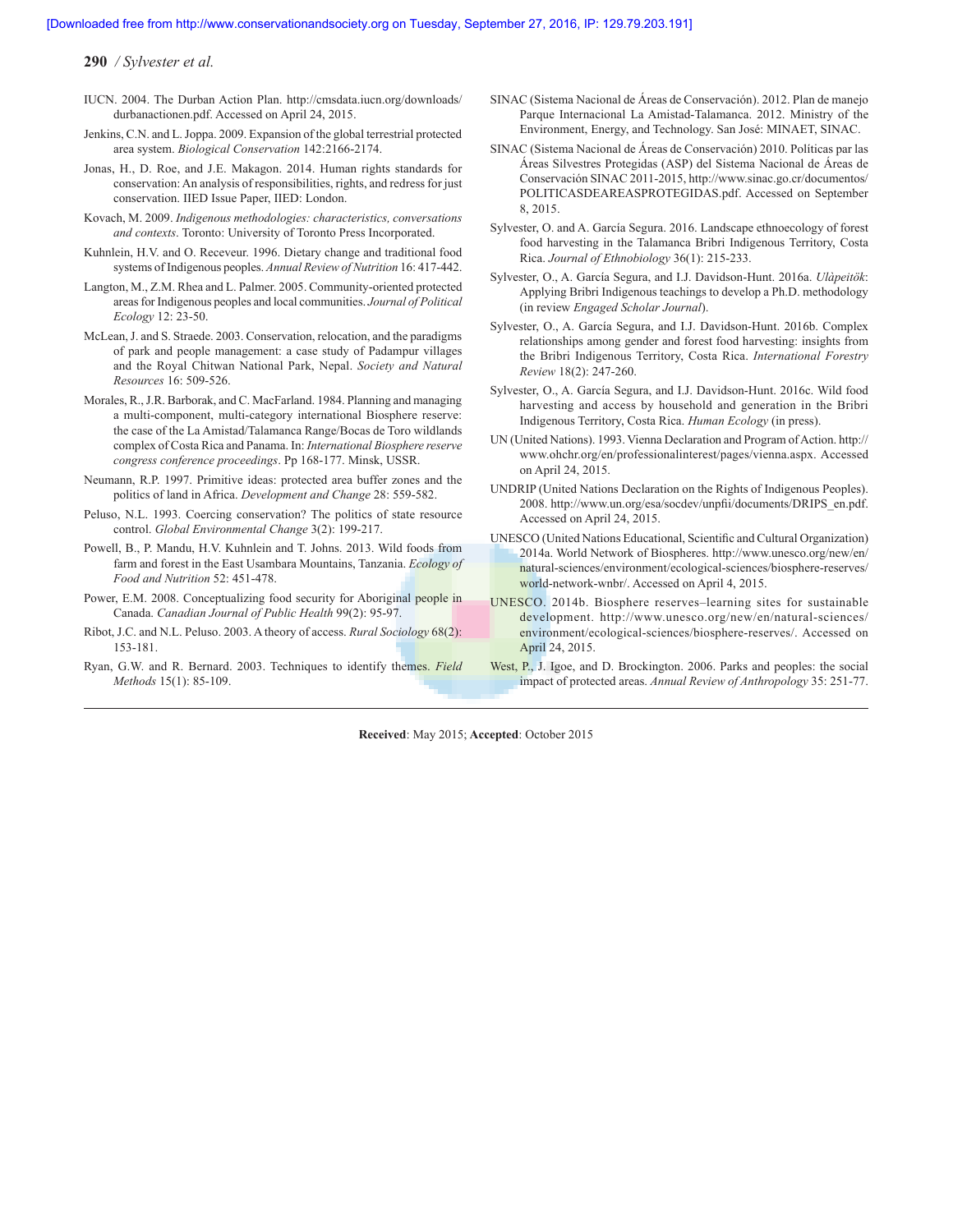IUCN. 2004. The Durban Action Plan. http://cmsdata.iucn.org/downloads/durbanactionen.pdf. Accessed on April 24, 2015.

Jenkins, C.N. and L. Joppa. 2009. Expansion of the global terrestrial protected area system. *Biological Conservation* 142:2166-2174.

Jonas, H., D. Roe, and J.E. Makagon. 2014. Human rights standards for conservation: An analysis of responsibilities, rights, and redress for just conservation. IIED Issue Paper, IIED: London.

Kovach, M. 2009. *Indigenous methodologies: characteristics, conversations and contexts*. Toronto: University of Toronto Press Incorporated.

Kuhnlein, H.V. and O. Receveur. 1996. Dietary change and traditional food systems of Indigenous peoples. *Annual Review of Nutrition* 16: 417-442.

Langton, M., Z.M. Rhea and L. Palmer. 2005. Community-oriented protected areas for Indigenous peoples and local communities. *Journal of Political Ecology* 12: 23-50.

McLean, J. and S. Straede. 2003. Conservation, relocation, and the paradigms of park and people management: a case study of Padampur villages and the Royal Chitwan National Park, Nepal. *Society and Natural Resources* 16: 509-526.

Morales, R., J.R. Barborak, and C. MacFarland. 1984. Planning and managing a multi-component, multi-category international Biosphere reserve: the case of the La Amistad/Talamanca Range/Bocas de Toro wildlands complex of Costa Rica and Panama. In: *International Biosphere reserve congress conference proceedings*. Pp 168-177. Minsk, USSR.

Neumann, R.P. 1997. Primitive ideas: protected area buffer zones and the politics of land in Africa. *Development and Change* 28: 559-582.

Peluso, N.L. 1993. Coercing conservation? The politics of state resource control. *Global Environmental Change* 3(2): 199-217.

Powell, B., P. Mandu, H.V. Kuhnlein and T. Johns. 2013. Wild foods from farm and forest in the East Usambara Mountains, Tanzania. *Ecology of Food and Nutrition* 52: 451-478.

Power, E.M. 2008. Conceptualizing food security for Aboriginal people in Canada. *Canadian Journal of Public Health* 99(2): 95-97.

Ribot, J.C. and N.L. Peluso. 2003. A theory of access. *Rural Sociology* 68(2): 153-181.

Ryan, G.W. and R. Bernard. 2003. Techniques to identify themes. *Field Methods* 15(1): 85-109.

SINAC (Sistema Nacional de Áreas de Conservación). 2012. Plan de manejo Parque Internacional La Amistad-Talamanca. 2012. Ministry of the Environment, Energy, and Technology. San José: MINAET, SINAC.

SINAC (Sistema Nacional de Áreas de Conservación) 2010. Políticas par las Áreas Silvestres Protegidas (ASP) del Sistema Nacional de Áreas de Conservación SINAC 2011-2015, http://www.sinac.go.cr/documentos/POLITICASDEAREASPROTEGIDAS.pdf. Accessed on September 8, 2015.

Sylvester, O. and A. García Segura. 2016. Landscape ethnoecology of forest food harvesting in the Talamanca Bribri Indigenous Territory, Costa Rica. *Journal of Ethnobiology* 36(1): 215-233.

Sylvester, O., A. García Segura, and I.J. Davidson-Hunt. 2016a. *Ulàpeitök*: Applying Bribri Indigenous teachings to develop a Ph.D. methodology (in review *Engaged Scholar Journal*).

Sylvester, O., A. García Segura, and I.J. Davidson-Hunt. 2016b. Complex relationships among gender and forest food harvesting: insights from the Bribri Indigenous Territory, Costa Rica. *International Forestry Review* 18(2): 247-260.

Sylvester, O., A. García Segura, and I.J. Davidson-Hunt. 2016c. Wild food harvesting and access by household and generation in the Bribri Indigenous Territory, Costa Rica. *Human Ecology* (in press).

UN (United Nations). 1993. Vienna Declaration and Program of Action. http://www.ohchr.org/en/professionalinterest/pages/vienna.aspx. Accessed on April 24, 2015.

UNDRIP (United Nations Declaration on the Rights of Indigenous Peoples). 2008. http://www.un.org/esa/socdev/unpfii/documents/DRIPS_en.pdf. Accessed on April 24, 2015.

UNESCO (United Nations Educational, Scientific and Cultural Organization) 2014a. World Network of Biospheres. http://www.unesco.org/new/en/natural-sciences/environment/ecological-sciences/biosphere-reserves/world-network-wnbr/. Accessed on April 4, 2015.

UNESCO. 2014b. Biosphere reserves–learning sites for sustainable development. http://www.unesco.org/new/en/natural-sciences/environment/ecological-sciences/biosphere-reserves/. Accessed on April 24, 2015.

West, P., J. Igoe, and D. Brockington. 2006. Parks and peoples: the social impact of protected areas. *Annual Review of Anthropology* 35: 251-77.

**Received**: May 2015; **Accepted**: October 2015